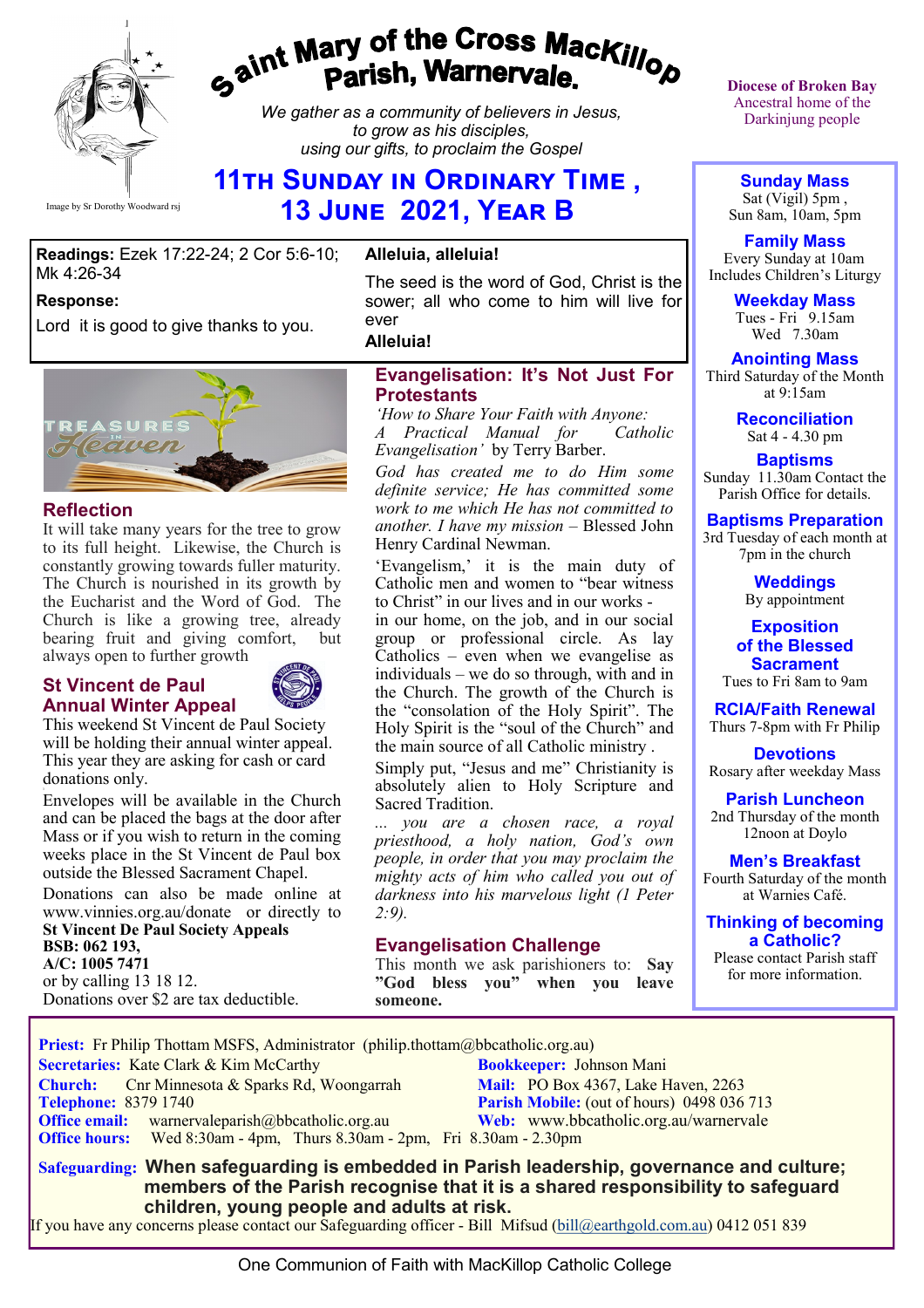# Saint Mary of the Cross MacKillop Parish, Warnervale.

*We gather as a community of believers in Jesus, to grow as his disciples, using our gifts, to proclaim the Gospel*

Image by Sr Dorothy Woodward rsj

Diocese of Broken Bay
Ancestral home of the Darkinjung people

## 11th Sunday in Ordinary Time , 13 June 2021, Year B

**Readings:** Ezek 17:22-24; 2 Cor 5:6-10; Mk 4:26-34

**Response:**

Lord it is good to give thanks to you.

**Alleluia, alleluia!**

The seed is the word of God, Christ is the sower; all who come to him will live for ever

**Alleluia!**

### Reflection

It will take many years for the tree to grow to its full height. Likewise, the Church is constantly growing towards fuller maturity. The Church is nourished in its growth by the Eucharist and the Word of God. The Church is like a growing tree, already bearing fruit and giving comfort, but always open to further growth

### St Vincent de Paul Annual Winter Appeal

This weekend St Vincent de Paul Society will be holding their annual winter appeal. This year they are asking for cash or card donations only.

Envelopes will be available in the Church and can be placed the bags at the door after Mass or if you wish to return in the coming weeks place in the St Vincent de Paul box outside the Blessed Sacrament Chapel.

Donations can also be made online at www.vinnies.org.au/donate or directly to
**St Vincent De Paul Society Appeals**
**BSB: 062 193,**
**A/C: 1005 7471**
or by calling 13 18 12.
Donations over $2 are tax deductible.

### Evangelisation: It's Not Just For Protestants

*'How to Share Your Faith with Anyone: A Practical Manual for Catholic Evangelisation'* by Terry Barber.

*God has created me to do Him some definite service; He has committed some work to me which He has not committed to another. I have my mission* – Blessed John Henry Cardinal Newman.

'Evangelism,' it is the main duty of Catholic men and women to "bear witness to Christ" in our lives and in our works - in our home, on the job, and in our social group or professional circle. As lay Catholics – even when we evangelise as individuals – we do so through, with and in the Church. The growth of the Church is the "consolation of the Holy Spirit". The Holy Spirit is the "soul of the Church" and the main source of all Catholic ministry .

Simply put, "Jesus and me" Christianity is absolutely alien to Holy Scripture and Sacred Tradition.

*... you are a chosen race, a royal priesthood, a holy nation, God's own people, in order that you may proclaim the mighty acts of him who called you out of darkness into his marvelous light (1 Peter 2:9).*

### Evangelisation Challenge

This month we ask parishioners to: **Say "God bless you" when you leave someone.**

**Sunday Mass**
Sat (Vigil) 5pm ,
Sun 8am, 10am, 5pm

**Family Mass**
Every Sunday at 10am
Includes Children's Liturgy

**Weekday Mass**
Tues - Fri 9.15am
Wed 7.30am

**Anointing Mass**
Third Saturday of the Month at 9:15am

**Reconciliation**
Sat 4 - 4.30 pm

**Baptisms**
Sunday 11.30am Contact the Parish Office for details.

**Baptisms Preparation**
3rd Tuesday of each month at 7pm in the church

**Weddings**
By appointment

**Exposition of the Blessed Sacrament**
Tues to Fri 8am to 9am

**RCIA/Faith Renewal**
Thurs 7-8pm with Fr Philip

**Devotions**
Rosary after weekday Mass

**Parish Luncheon**
2nd Thursday of the month 12noon at Doylo

**Men's Breakfast**
Fourth Saturday of the month at Warnies Café.

**Thinking of becoming a Catholic?**
Please contact Parish staff for more information.

**Priest:** Fr Philip Thottam MSFS, Administrator (philip.thottam@bbcatholic.org.au)
**Secretaries:** Kate Clark & Kim McCarthy
**Bookkeeper:** Johnson Mani
**Church:** Cnr Minnesota & Sparks Rd, Woongarrah
**Mail:** PO Box 4367, Lake Haven, 2263
**Telephone:** 8379 1740
**Parish Mobile:** (out of hours) 0498 036 713
**Office email:** warnervaleparish@bbcatholic.org.au
**Web:** www.bbcatholic.org.au/warnervale
**Office hours:** Wed 8:30am - 4pm, Thurs 8.30am - 2pm, Fri 8.30am - 2.30pm

**Safeguarding: When safeguarding is embedded in Parish leadership, governance and culture; members of the Parish recognise that it is a shared responsibility to safeguard children, young people and adults at risk.**
If you have any concerns please contact our Safeguarding officer - Bill Mifsud (bill@earthgold.com.au) 0412 051 839

One Communion of Faith with MacKillop Catholic College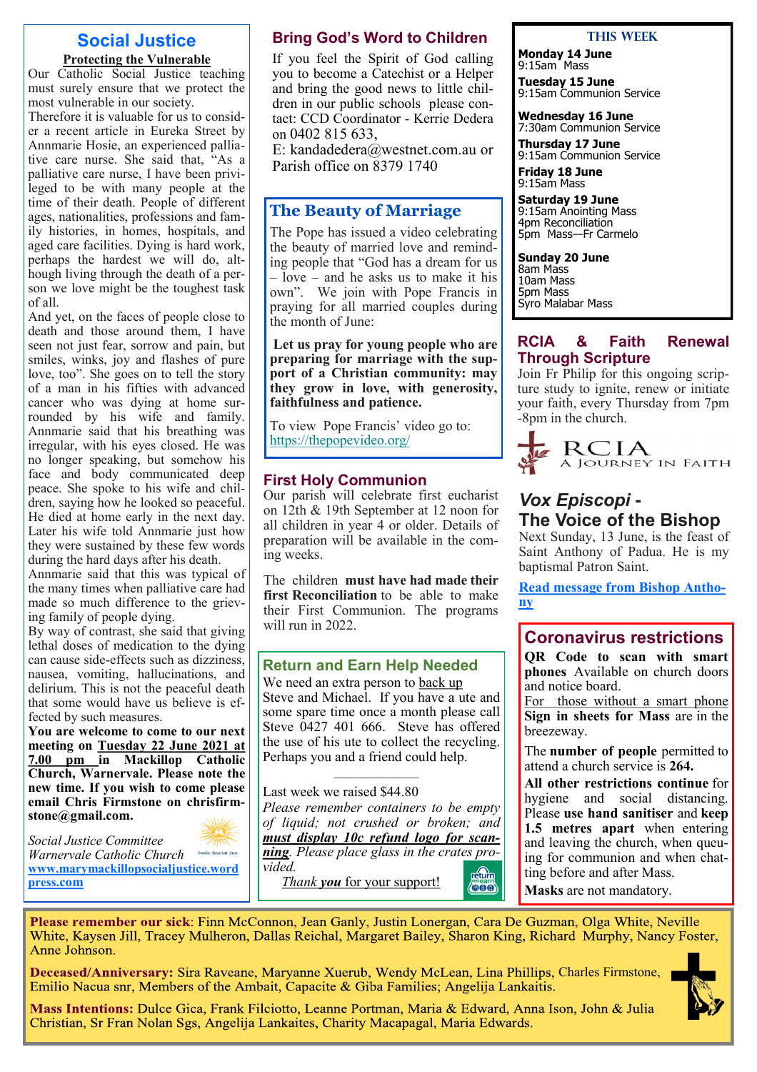## Social Justice

**Protecting the Vulnerable**

Our Catholic Social Justice teaching must surely ensure that we protect the most vulnerable in our society.

Therefore it is valuable for us to consider a recent article in Eureka Street by Annmarie Hosie, an experienced palliative care nurse. She said that, "As a palliative care nurse, I have been privileged to be with many people at the time of their death. People of different ages, nationalities, professions and family histories, in homes, hospitals, and aged care facilities. Dying is hard work, perhaps the hardest we will do, although living through the death of a person we love might be the toughest task of all.

And yet, on the faces of people close to death and those around them, I have seen not just fear, sorrow and pain, but smiles, winks, joy and flashes of pure love, too". She goes on to tell the story of a man in his fifties with advanced cancer who was dying at home surrounded by his wife and family. Annmarie said that his breathing was irregular, with his eyes closed. He was no longer speaking, but somehow his face and body communicated deep peace. She spoke to his wife and children, saying how he looked so peaceful. He died at home early in the next day. Later his wife told Annmarie just how they were sustained by these few words during the hard days after his death.

Annmarie said that this was typical of the many times when palliative care had made so much difference to the grieving family of people dying.

By way of contrast, she said that giving lethal doses of medication to the dying can cause side-effects such as dizziness, nausea, vomiting, hallucinations, and delirium. This is not the peaceful death that some would have us believe is effected by such measures.

**You are welcome to come to our next meeting on Tuesday 22 June 2021 at 7.00 pm in Mackillop Catholic Church, Warnervale. Please note the new time. If you wish to come please email Chris Firmstone on chrisfirmstone@gmail.com.**

*Social Justice Committee*
*Warnervale Catholic Church*
www.marymackillopsocialjustice.wordpress.com

## Bring God's Word to Children

If you feel the Spirit of God calling you to become a Catechist or a Helper and bring the good news to little children in our public schools please contact: CCD Coordinator - Kerrie Dedera on 0402 815 633,
E: kandadedera@westnet.com.au or Parish office on 8379 1740

## The Beauty of Marriage

The Pope has issued a video celebrating the beauty of married love and reminding people that "God has a dream for us – love – and he asks us to make it his own". We join with Pope Francis in praying for all married couples during the month of June:

**Let us pray for young people who are preparing for marriage with the support of a Christian community: may they grow in love, with generosity, faithfulness and patience.**

To view Pope Francis' video go to: https://thepopevideo.org/

## First Holy Communion

Our parish will celebrate first eucharist on 12th & 19th September at 12 noon for all children in year 4 or older. Details of preparation will be available in the coming weeks.

The children **must have had made their first Reconciliation** to be able to make their First Communion. The programs will run in 2022.

## Return and Earn Help Needed

We need an extra person to back up Steve and Michael. If you have a ute and some spare time once a month please call Steve 0427 401 666. Steve has offered the use of his ute to collect the recycling. Perhaps you and a friend could help.

Last week we raised $44.80

*Please remember containers to be empty of liquid; not crushed or broken; and* ***must display 10c refund logo for scanning****. Please place glass in the crates provided.*

*Thank **you** for your support!*

## THIS WEEK

**Monday 14 June**
9:15am Mass

**Tuesday 15 June**
9:15am Communion Service

**Wednesday 16 June**
7:30am Communion Service

**Thursday 17 June**
9:15am Communion Service

**Friday 18 June**
9:15am Mass

**Saturday 19 June**
9:15am Anointing Mass
4pm Reconciliation
5pm Mass—Fr Carmelo

**Sunday 20 June**
8am Mass
10am Mass
5pm Mass
Syro Malabar Mass

## RCIA & Faith Renewal Through Scripture

Join Fr Philip for this ongoing scripture study to ignite, renew or initiate your faith, every Thursday from 7pm -8pm in the church.

RCIA A JOURNEY IN FAITH

## *Vox Episcopi* - The Voice of the Bishop

Next Sunday, 13 June, is the feast of Saint Anthony of Padua. He is my baptismal Patron Saint.

Read message from Bishop Anthony

## Coronavirus restrictions

**QR Code to scan with smart phones** Available on church doors and notice board.

For those without a smart phone **Sign in sheets for Mass** are in the breezeway.

The **number of people** permitted to attend a church service is **264.**

**All other restrictions continue** for hygiene and social distancing. Please **use hand sanitiser** and **keep 1.5 metres apart** when entering and leaving the church, when queuing for communion and when chatting before and after Mass.

**Masks** are not mandatory.

---

**Please remember our sick**: Finn McConnon, Jean Ganly, Justin Lonergan, Cara De Guzman, Olga White, Neville White, Kaysen Jill, Tracey Mulheron, Dallas Reichal, Margaret Bailey, Sharon King, Richard Murphy, Nancy Foster, Anne Johnson.

**Deceased/Anniversary:** Sira Raveane, Maryanne Xuerub, Wendy McLean, Lina Phillips, Charles Firmstone, Emilio Nacua snr, Members of the Ambait, Capacite & Giba Families; Angelija Lankaitis.

**Mass Intentions:** Dulce Gica, Frank Filciotto, Leanne Portman, Maria & Edward, Anna Ison, John & Julia Christian, Sr Fran Nolan Sgs, Angelija Lankaites, Charity Macapagal, Maria Edwards.